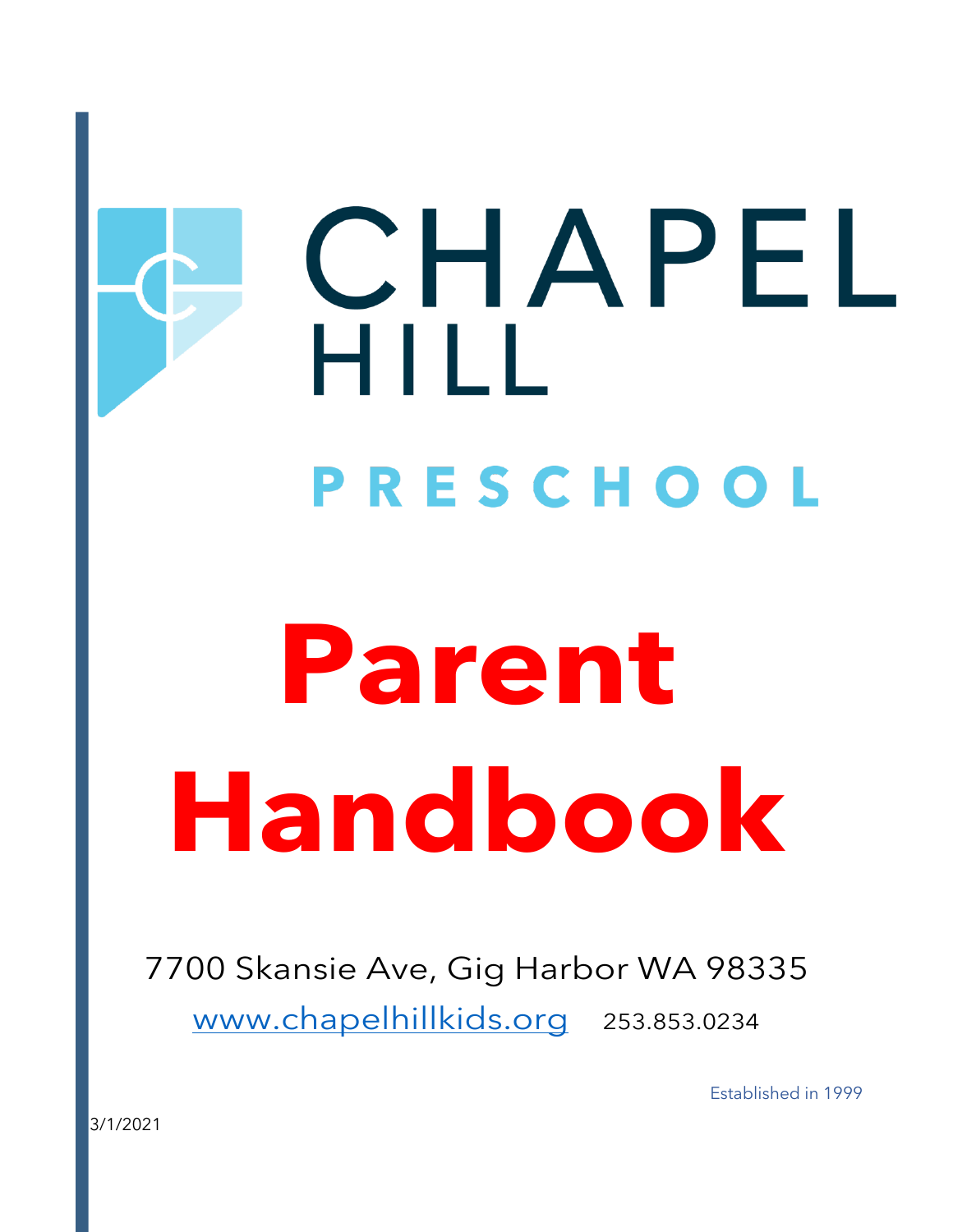# CHAPEL HILL

## PRESCHOOL

# Parent Handbook

7700 Skansie Ave, Gig Harbor WA 98335

www.chapelhillkids.org 253.853.0234

Established in 1999

3/1/2021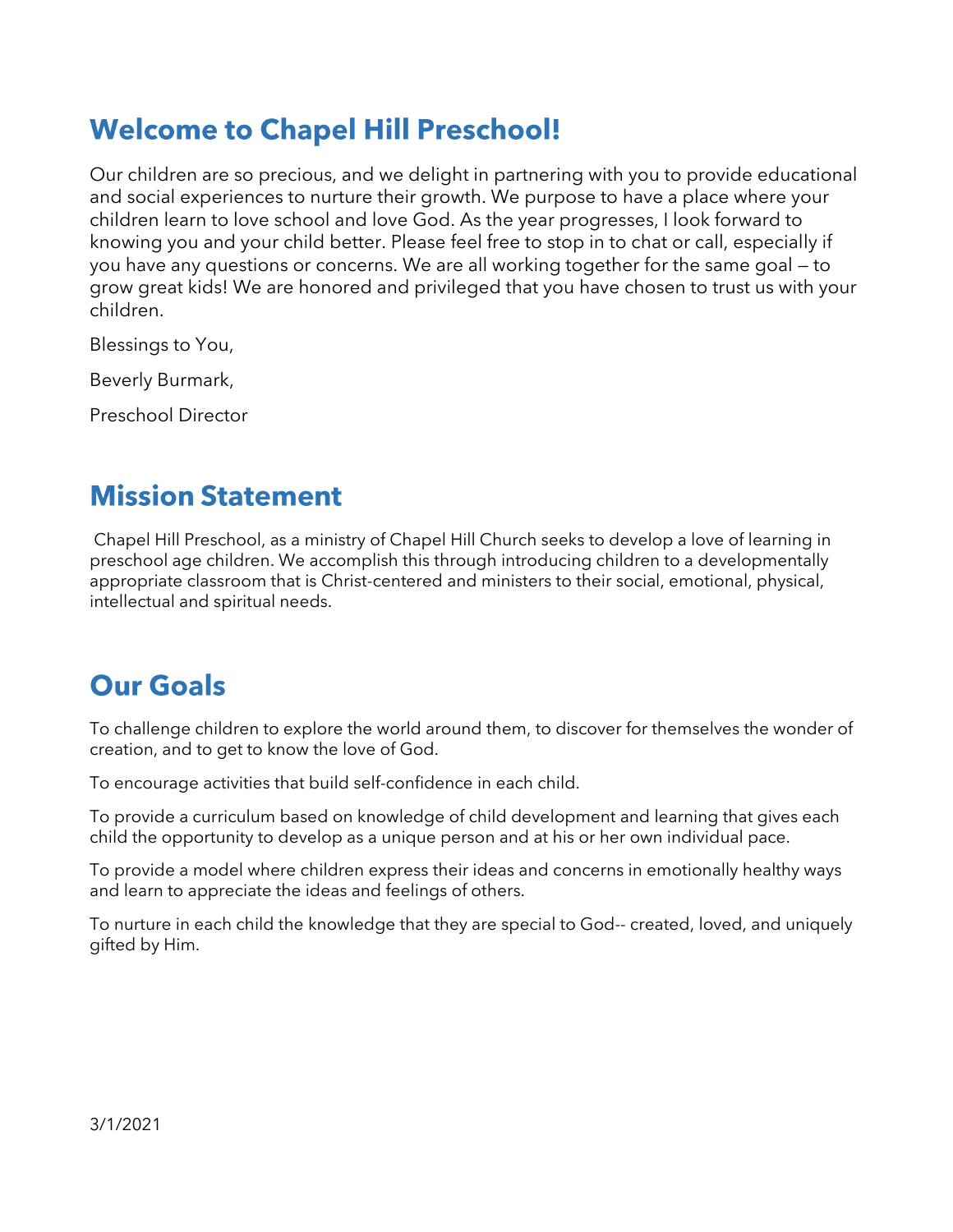## Welcome to Chapel Hill Preschool!

Our children are so precious, and we delight in partnering with you to provide educational and social experiences to nurture their growth. We purpose to have a place where your children learn to love school and love God. As the year progresses, I look forward to knowing you and your child better. Please feel free to stop in to chat or call, especially if you have any questions or concerns. We are all working together for the same goal — to grow great kids! We are honored and privileged that you have chosen to trust us with your children.

Blessings to You,

Beverly Burmark,

Preschool Director

## Mission Statement

Chapel Hill Preschool, as a ministry of Chapel Hill Church seeks to develop a love of learning in preschool age children. We accomplish this through introducing children to a developmentally appropriate classroom that is Christ-centered and ministers to their social, emotional, physical, intellectual and spiritual needs.

## Our Goals

To challenge children to explore the world around them, to discover for themselves the wonder of creation, and to get to know the love of God.

To encourage activities that build self-confidence in each child.

To provide a curriculum based on knowledge of child development and learning that gives each child the opportunity to develop as a unique person and at his or her own individual pace.

To provide a model where children express their ideas and concerns in emotionally healthy ways and learn to appreciate the ideas and feelings of others.

To nurture in each child the knowledge that they are special to God-- created, loved, and uniquely gifted by Him.

3/1/2021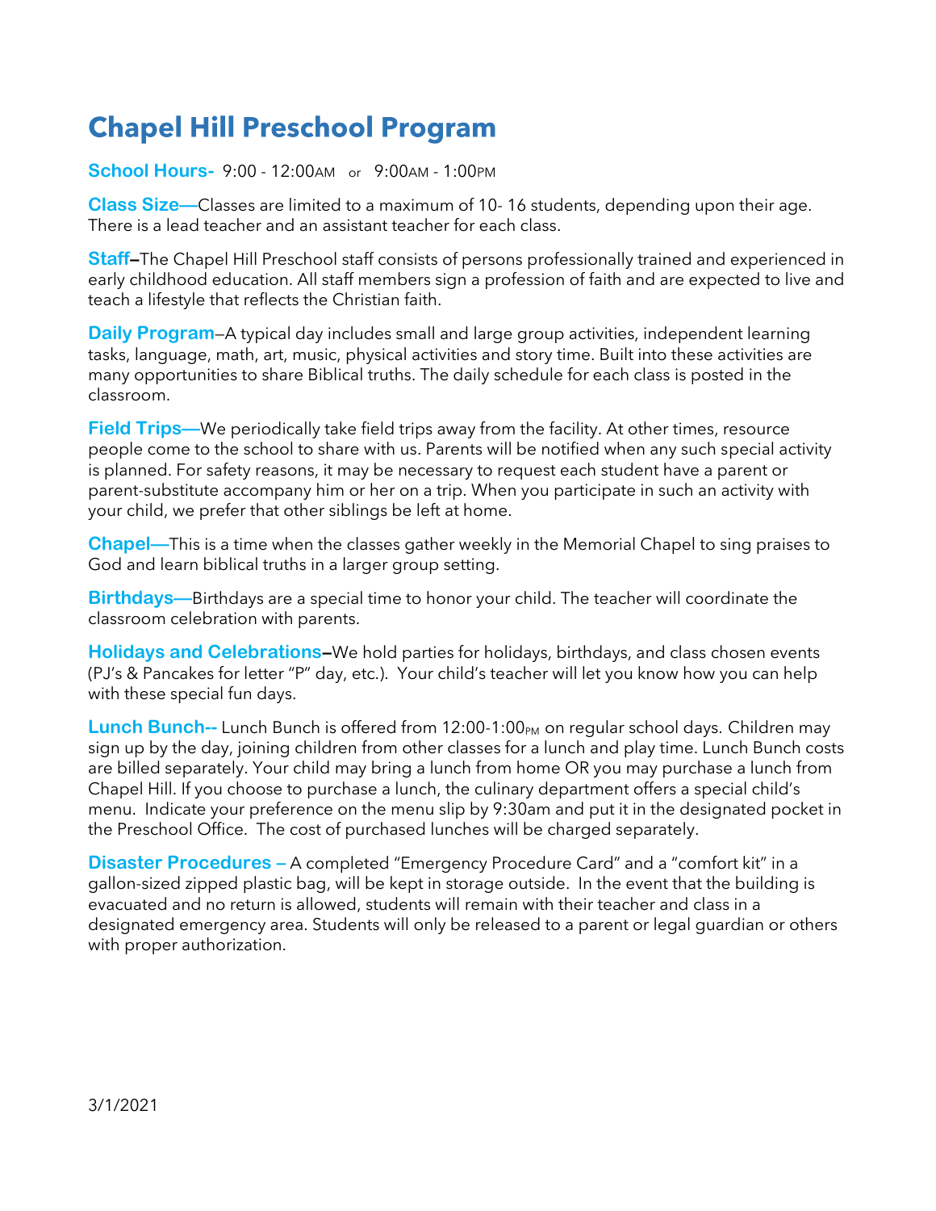# Chapel Hill Preschool Program

**School Hours-** 9:00 - 12:00AM or 9:00AM - 1:00PM

**Class Size—**Classes are limited to a maximum of 10- 16 students, depending upon their age. There is a lead teacher and an assistant teacher for each class.

**Staff–**The Chapel Hill Preschool staff consists of persons professionally trained and experienced in early childhood education. All staff members sign a profession of faith and are expected to live and teach a lifestyle that reflects the Christian faith.

**Daily Program**—A typical day includes small and large group activities, independent learning tasks, language, math, art, music, physical activities and story time. Built into these activities are many opportunities to share Biblical truths. The daily schedule for each class is posted in the classroom.

**Field Trips—**We periodically take field trips away from the facility. At other times, resource people come to the school to share with us. Parents will be notified when any such special activity is planned. For safety reasons, it may be necessary to request each student have a parent or parent-substitute accompany him or her on a trip. When you participate in such an activity with your child, we prefer that other siblings be left at home.

**Chapel—**This is a time when the classes gather weekly in the Memorial Chapel to sing praises to God and learn biblical truths in a larger group setting.

**Birthdays—**Birthdays are a special time to honor your child. The teacher will coordinate the classroom celebration with parents.

**Holidays and Celebrations–**We hold parties for holidays, birthdays, and class chosen events (PJ's & Pancakes for letter "P" day, etc.). Your child's teacher will let you know how you can help with these special fun days.

**Lunch Bunch--** Lunch Bunch is offered from 12:00-1:00PM on regular school days. Children may sign up by the day, joining children from other classes for a lunch and play time. Lunch Bunch costs are billed separately. Your child may bring a lunch from home OR you may purchase a lunch from Chapel Hill. If you choose to purchase a lunch, the culinary department offers a special child's menu. Indicate your preference on the menu slip by 9:30am and put it in the designated pocket in the Preschool Office. The cost of purchased lunches will be charged separately.

**Disaster Procedures –** A completed "Emergency Procedure Card" and a "comfort kit" in a gallon-sized zipped plastic bag, will be kept in storage outside. In the event that the building is evacuated and no return is allowed, students will remain with their teacher and class in a designated emergency area. Students will only be released to a parent or legal guardian or others with proper authorization.

3/1/2021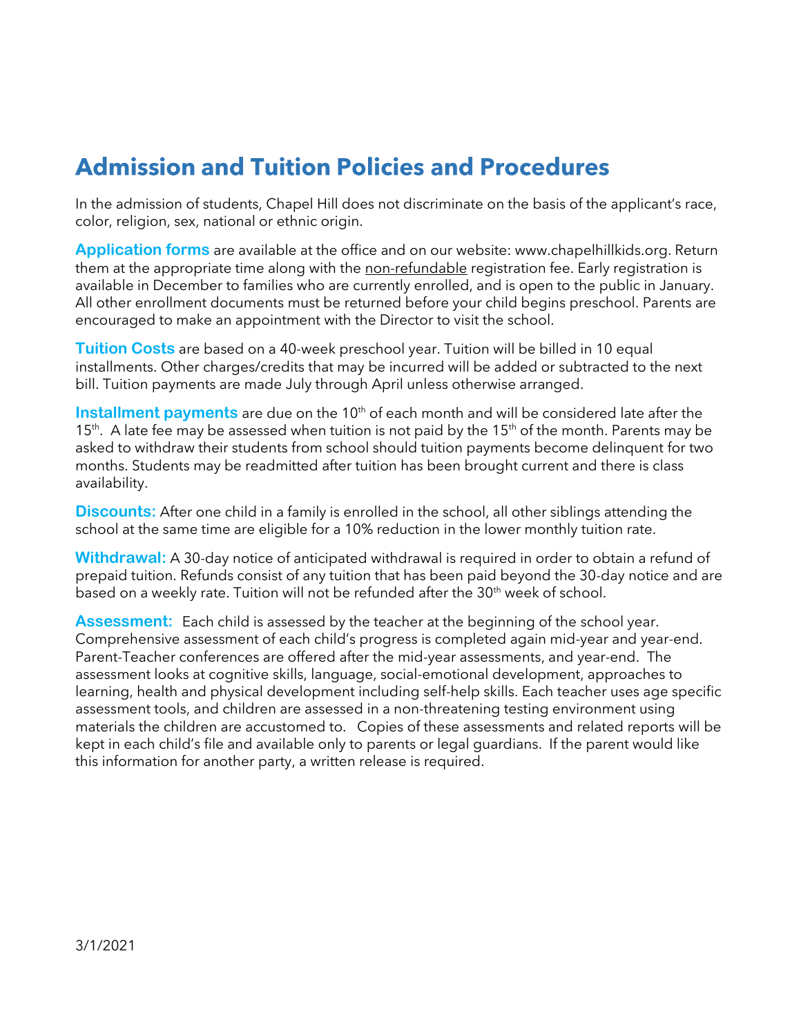# Admission and Tuition Policies and Procedures

In the admission of students, Chapel Hill does not discriminate on the basis of the applicant's race, color, religion, sex, national or ethnic origin.

**Application forms** are available at the office and on our website: www.chapelhillkids.org. Return them at the appropriate time along with the <u>non-refundable</u> registration fee. Early registration is available in December to families who are currently enrolled, and is open to the public in January. All other enrollment documents must be returned before your child begins preschool. Parents are encouraged to make an appointment with the Director to visit the school.

**Tuition Costs** are based on a 40-week preschool year. Tuition will be billed in 10 equal installments. Other charges/credits that may be incurred will be added or subtracted to the next bill. Tuition payments are made July through April unless otherwise arranged.

**Installment payments** are due on the 10th of each month and will be considered late after the 15th. A late fee may be assessed when tuition is not paid by the 15th of the month. Parents may be asked to withdraw their students from school should tuition payments become delinquent for two months. Students may be readmitted after tuition has been brought current and there is class availability.

**Discounts:** After one child in a family is enrolled in the school, all other siblings attending the school at the same time are eligible for a 10% reduction in the lower monthly tuition rate.

**Withdrawal:** A 30-day notice of anticipated withdrawal is required in order to obtain a refund of prepaid tuition. Refunds consist of any tuition that has been paid beyond the 30-day notice and are based on a weekly rate. Tuition will not be refunded after the 30th week of school.

**Assessment:** Each child is assessed by the teacher at the beginning of the school year. Comprehensive assessment of each child's progress is completed again mid-year and year-end. Parent-Teacher conferences are offered after the mid-year assessments, and year-end. The assessment looks at cognitive skills, language, social-emotional development, approaches to learning, health and physical development including self-help skills. Each teacher uses age specific assessment tools, and children are assessed in a non-threatening testing environment using materials the children are accustomed to. Copies of these assessments and related reports will be kept in each child's file and available only to parents or legal guardians. If the parent would like this information for another party, a written release is required.

3/1/2021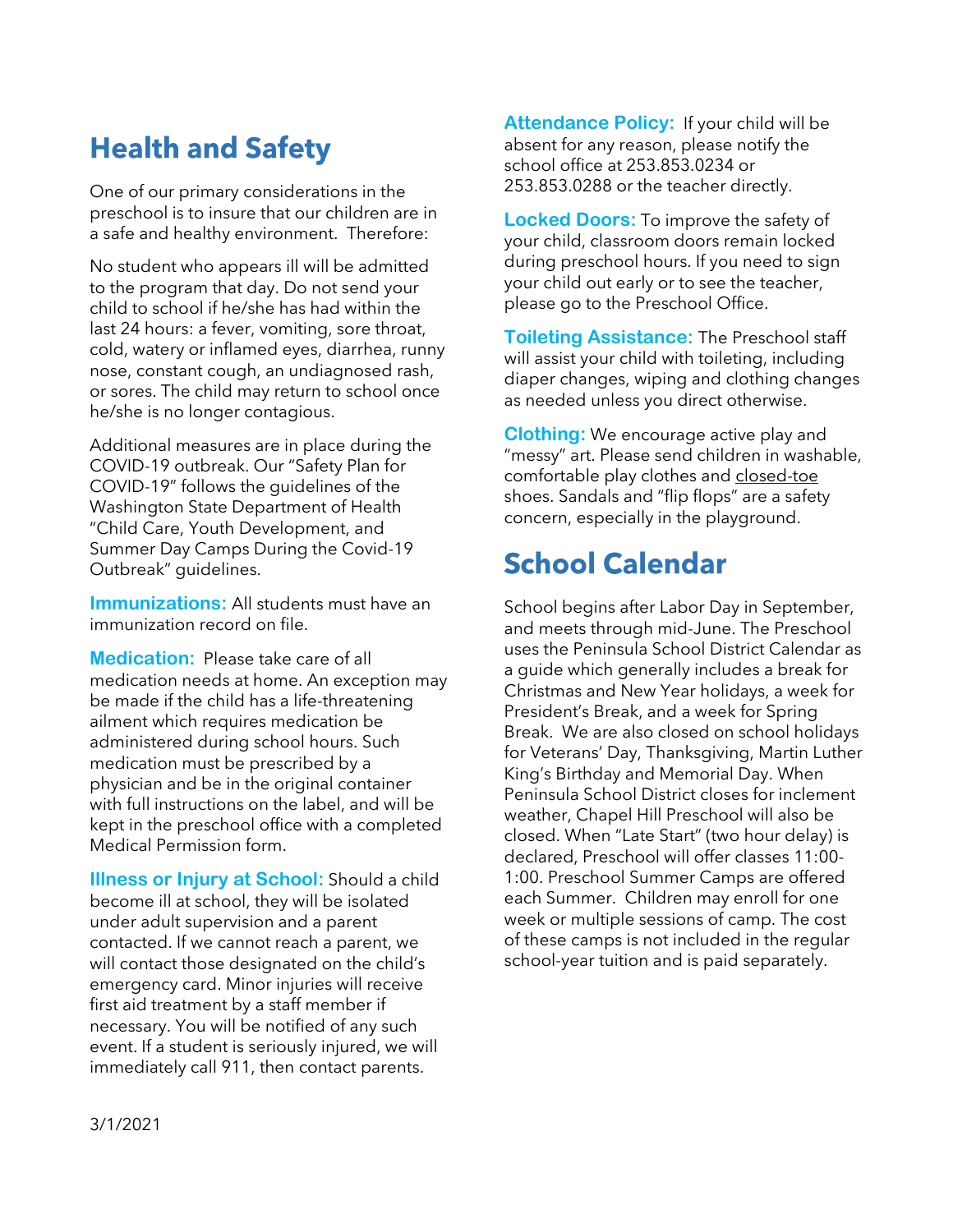## Health and Safety

One of our primary considerations in the preschool is to insure that our children are in a safe and healthy environment. Therefore:

No student who appears ill will be admitted to the program that day. Do not send your child to school if he/she has had within the last 24 hours: a fever, vomiting, sore throat, cold, watery or inflamed eyes, diarrhea, runny nose, constant cough, an undiagnosed rash, or sores. The child may return to school once he/she is no longer contagious.

Additional measures are in place during the COVID-19 outbreak. Our "Safety Plan for COVID-19" follows the guidelines of the Washington State Department of Health "Child Care, Youth Development, and Summer Day Camps During the Covid-19 Outbreak" guidelines.

**Immunizations:** All students must have an immunization record on file.

**Medication:** Please take care of all medication needs at home. An exception may be made if the child has a life-threatening ailment which requires medication be administered during school hours. Such medication must be prescribed by a physician and be in the original container with full instructions on the label, and will be kept in the preschool office with a completed Medical Permission form.

**Illness or Injury at School:** Should a child become ill at school, they will be isolated under adult supervision and a parent contacted. If we cannot reach a parent, we will contact those designated on the child's emergency card. Minor injuries will receive first aid treatment by a staff member if necessary. You will be notified of any such event. If a student is seriously injured, we will immediately call 911, then contact parents.

**Attendance Policy:** If your child will be absent for any reason, please notify the school office at 253.853.0234 or 253.853.0288 or the teacher directly.

**Locked Doors:** To improve the safety of your child, classroom doors remain locked during preschool hours. If you need to sign your child out early or to see the teacher, please go to the Preschool Office.

**Toileting Assistance:** The Preschool staff will assist your child with toileting, including diaper changes, wiping and clothing changes as needed unless you direct otherwise.

**Clothing:** We encourage active play and "messy" art. Please send children in washable, comfortable play clothes and closed-toe shoes. Sandals and "flip flops" are a safety concern, especially in the playground.

## School Calendar

School begins after Labor Day in September, and meets through mid-June. The Preschool uses the Peninsula School District Calendar as a guide which generally includes a break for Christmas and New Year holidays, a week for President's Break, and a week for Spring Break. We are also closed on school holidays for Veterans' Day, Thanksgiving, Martin Luther King's Birthday and Memorial Day. When Peninsula School District closes for inclement weather, Chapel Hill Preschool will also be closed. When "Late Start" (two hour delay) is declared, Preschool will offer classes 11:00-1:00. Preschool Summer Camps are offered each Summer. Children may enroll for one week or multiple sessions of camp. The cost of these camps is not included in the regular school-year tuition and is paid separately.

3/1/2021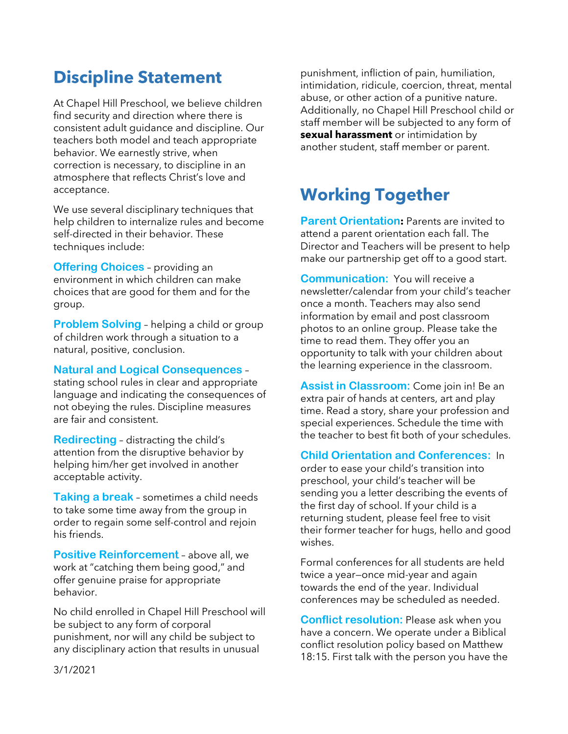## Discipline Statement

At Chapel Hill Preschool, we believe children find security and direction where there is consistent adult guidance and discipline. Our teachers both model and teach appropriate behavior. We earnestly strive, when correction is necessary, to discipline in an atmosphere that reflects Christ's love and acceptance.

We use several disciplinary techniques that help children to internalize rules and become self-directed in their behavior. These techniques include:

**Offering Choices** – providing an environment in which children can make choices that are good for them and for the group.

**Problem Solving** – helping a child or group of children work through a situation to a natural, positive, conclusion.

**Natural and Logical Consequences** – stating school rules in clear and appropriate language and indicating the consequences of not obeying the rules. Discipline measures are fair and consistent.

**Redirecting** – distracting the child's attention from the disruptive behavior by helping him/her get involved in another acceptable activity.

**Taking a break** – sometimes a child needs to take some time away from the group in order to regain some self-control and rejoin his friends.

**Positive Reinforcement** – above all, we work at "catching them being good," and offer genuine praise for appropriate behavior.

No child enrolled in Chapel Hill Preschool will be subject to any form of corporal punishment, nor will any child be subject to any disciplinary action that results in unusual punishment, infliction of pain, humiliation, intimidation, ridicule, coercion, threat, mental abuse, or other action of a punitive nature. Additionally, no Chapel Hill Preschool child or staff member will be subjected to any form of **sexual harassment** or intimidation by another student, staff member or parent.

## Working Together

**Parent Orientation:** Parents are invited to attend a parent orientation each fall. The Director and Teachers will be present to help make our partnership get off to a good start.

**Communication:** You will receive a newsletter/calendar from your child's teacher once a month. Teachers may also send information by email and post classroom photos to an online group. Please take the time to read them. They offer you an opportunity to talk with your children about the learning experience in the classroom.

**Assist in Classroom:** Come join in! Be an extra pair of hands at centers, art and play time. Read a story, share your profession and special experiences. Schedule the time with the teacher to best fit both of your schedules.

**Child Orientation and Conferences:** In order to ease your child's transition into preschool, your child's teacher will be sending you a letter describing the events of the first day of school. If your child is a returning student, please feel free to visit their former teacher for hugs, hello and good wishes.

Formal conferences for all students are held twice a year—once mid-year and again towards the end of the year. Individual conferences may be scheduled as needed.

**Conflict resolution:** Please ask when you have a concern. We operate under a Biblical conflict resolution policy based on Matthew 18:15. First talk with the person you have the

3/1/2021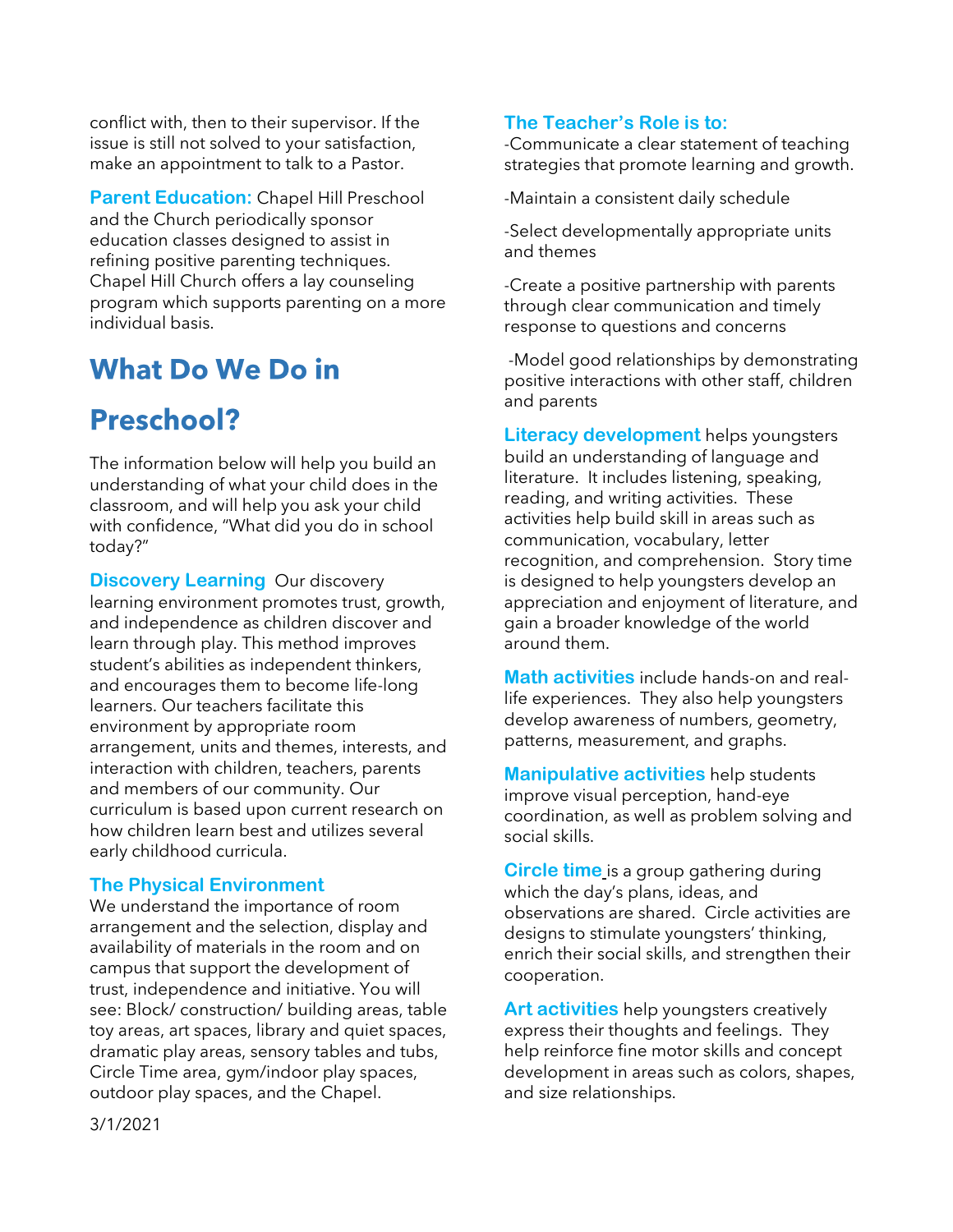conflict with, then to their supervisor. If the issue is still not solved to your satisfaction, make an appointment to talk to a Pastor.

**Parent Education:** Chapel Hill Preschool and the Church periodically sponsor education classes designed to assist in refining positive parenting techniques. Chapel Hill Church offers a lay counseling program which supports parenting on a more individual basis.

# What Do We Do in Preschool?

The information below will help you build an understanding of what your child does in the classroom, and will help you ask your child with confidence, "What did you do in school today?"

**Discovery Learning** Our discovery learning environment promotes trust, growth, and independence as children discover and learn through play. This method improves student's abilities as independent thinkers, and encourages them to become life-long learners. Our teachers facilitate this environment by appropriate room arrangement, units and themes, interests, and interaction with children, teachers, parents and members of our community. Our curriculum is based upon current research on how children learn best and utilizes several early childhood curricula.

### The Physical Environment

We understand the importance of room arrangement and the selection, display and availability of materials in the room and on campus that support the development of trust, independence and initiative. You will see: Block/ construction/ building areas, table toy areas, art spaces, library and quiet spaces, dramatic play areas, sensory tables and tubs, Circle Time area, gym/indoor play spaces, outdoor play spaces, and the Chapel.

### The Teacher's Role is to:

-Communicate a clear statement of teaching strategies that promote learning and growth.

-Maintain a consistent daily schedule

-Select developmentally appropriate units and themes

-Create a positive partnership with parents through clear communication and timely response to questions and concerns

-Model good relationships by demonstrating positive interactions with other staff, children and parents

**Literacy development** helps youngsters build an understanding of language and literature. It includes listening, speaking, reading, and writing activities. These activities help build skill in areas such as communication, vocabulary, letter recognition, and comprehension. Story time is designed to help youngsters develop an appreciation and enjoyment of literature, and gain a broader knowledge of the world around them.

**Math activities** include hands-on and real-life experiences. They also help youngsters develop awareness of numbers, geometry, patterns, measurement, and graphs.

**Manipulative activities** help students improve visual perception, hand-eye coordination, as well as problem solving and social skills.

**Circle time** is a group gathering during which the day's plans, ideas, and observations are shared. Circle activities are designs to stimulate youngsters' thinking, enrich their social skills, and strengthen their cooperation.

**Art activities** help youngsters creatively express their thoughts and feelings. They help reinforce fine motor skills and concept development in areas such as colors, shapes, and size relationships.

3/1/2021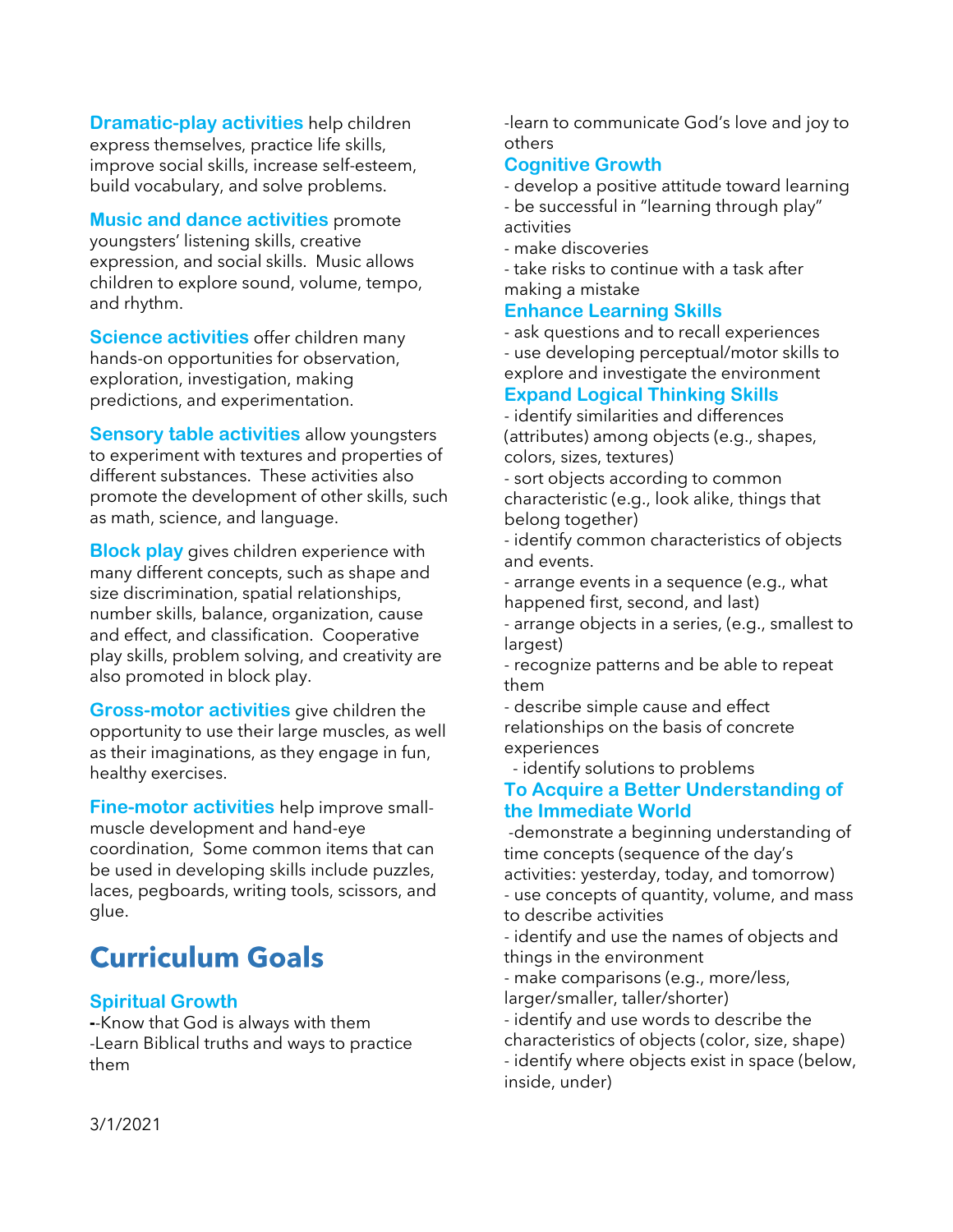**Dramatic-play activities** help children express themselves, practice life skills, improve social skills, increase self-esteem, build vocabulary, and solve problems.

**Music and dance activities** promote youngsters' listening skills, creative expression, and social skills. Music allows children to explore sound, volume, tempo, and rhythm.

**Science activities** offer children many hands-on opportunities for observation, exploration, investigation, making predictions, and experimentation.

**Sensory table activities** allow youngsters to experiment with textures and properties of different substances. These activities also promote the development of other skills, such as math, science, and language.

**Block play** gives children experience with many different concepts, such as shape and size discrimination, spatial relationships, number skills, balance, organization, cause and effect, and classification. Cooperative play skills, problem solving, and creativity are also promoted in block play.

**Gross-motor activities** give children the opportunity to use their large muscles, as well as their imaginations, as they engage in fun, healthy exercises.

**Fine-motor activities** help improve small-muscle development and hand-eye coordination, Some common items that can be used in developing skills include puzzles, laces, pegboards, writing tools, scissors, and glue.

# Curriculum Goals

### Spiritual Growth

--Know that God is always with them
-Learn Biblical truths and ways to practice them
-learn to communicate God's love and joy to others

### Cognitive Growth

- develop a positive attitude toward learning
- be successful in "learning through play" activities
- make discoveries
- take risks to continue with a task after making a mistake

### Enhance Learning Skills

- ask questions and to recall experiences
- use developing perceptual/motor skills to explore and investigate the environment

### Expand Logical Thinking Skills

- identify similarities and differences (attributes) among objects (e.g., shapes, colors, sizes, textures)
- sort objects according to common characteristic (e.g., look alike, things that belong together)
- identify common characteristics of objects and events.
- arrange events in a sequence (e.g., what happened first, second, and last)
- arrange objects in a series, (e.g., smallest to largest)
- recognize patterns and be able to repeat them
- describe simple cause and effect relationships on the basis of concrete experiences
- identify solutions to problems

### To Acquire a Better Understanding of the Immediate World

-demonstrate a beginning understanding of time concepts (sequence of the day's activities: yesterday, today, and tomorrow)
- use concepts of quantity, volume, and mass to describe activities
- identify and use the names of objects and things in the environment
- make comparisons (e.g., more/less, larger/smaller, taller/shorter)
- identify and use words to describe the characteristics of objects (color, size, shape)
- identify where objects exist in space (below, inside, under)

3/1/2021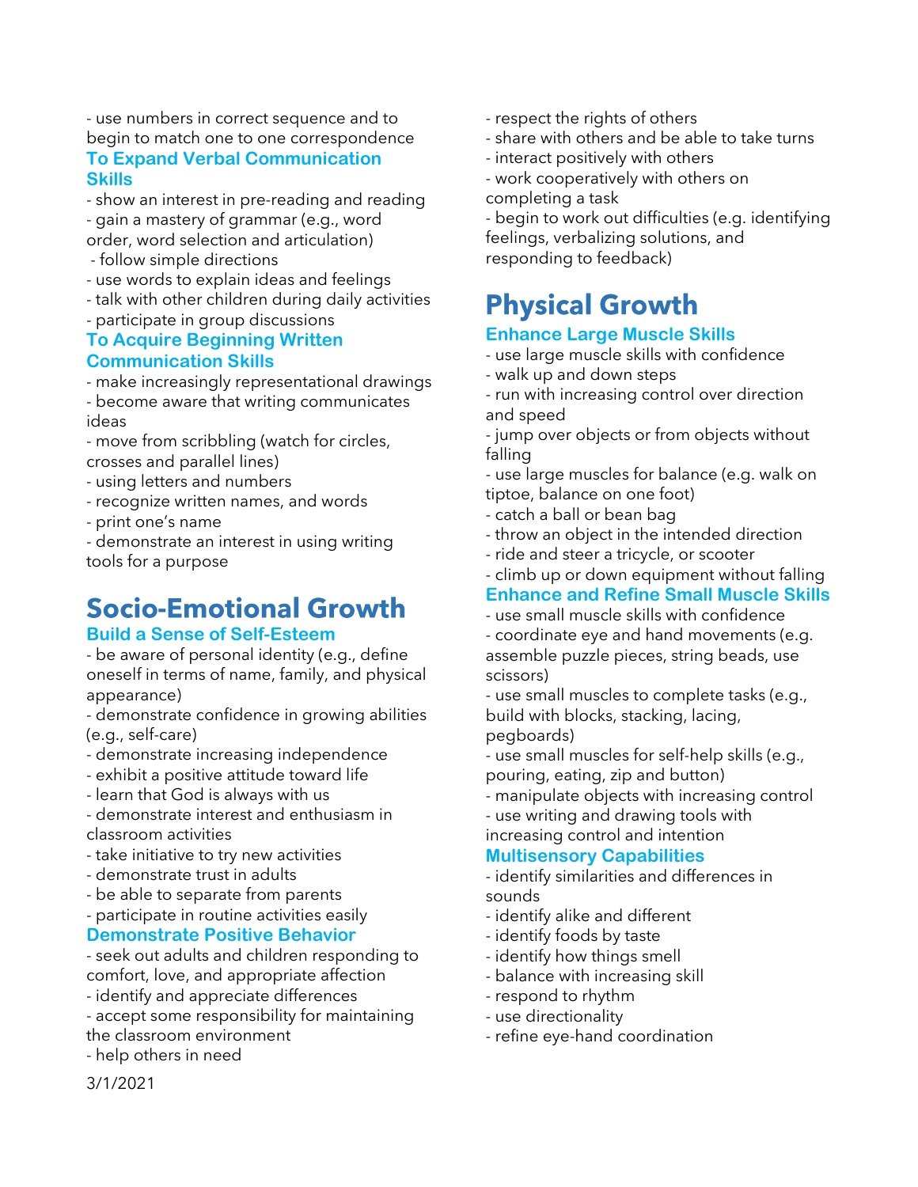- use numbers in correct sequence and to begin to match one to one correspondence

### To Expand Verbal Communication Skills

- show an interest in pre-reading and reading
- gain a mastery of grammar (e.g., word order, word selection and articulation)
- follow simple directions
- use words to explain ideas and feelings
- talk with other children during daily activities
- participate in group discussions

### To Acquire Beginning Written Communication Skills

- make increasingly representational drawings
- become aware that writing communicates ideas
- move from scribbling (watch for circles, crosses and parallel lines)
- using letters and numbers
- recognize written names, and words
- print one's name
- demonstrate an interest in using writing tools for a purpose

## Socio-Emotional Growth

### Build a Sense of Self-Esteem

- be aware of personal identity (e.g., define oneself in terms of name, family, and physical appearance)
- demonstrate confidence in growing abilities (e.g., self-care)
- demonstrate increasing independence
- exhibit a positive attitude toward life
- learn that God is always with us
- demonstrate interest and enthusiasm in classroom activities
- take initiative to try new activities
- demonstrate trust in adults
- be able to separate from parents
- participate in routine activities easily

### Demonstrate Positive Behavior

- seek out adults and children responding to comfort, love, and appropriate affection
- identify and appreciate differences
- accept some responsibility for maintaining the classroom environment
- help others in need
- respect the rights of others
- share with others and be able to take turns
- interact positively with others
- work cooperatively with others on completing a task
- begin to work out difficulties (e.g. identifying feelings, verbalizing solutions, and responding to feedback)

## Physical Growth

### Enhance Large Muscle Skills

- use large muscle skills with confidence
- walk up and down steps
- run with increasing control over direction and speed
- jump over objects or from objects without falling
- use large muscles for balance (e.g. walk on tiptoe, balance on one foot)
- catch a ball or bean bag
- throw an object in the intended direction
- ride and steer a tricycle, or scooter
- climb up or down equipment without falling

### Enhance and Refine Small Muscle Skills

- use small muscle skills with confidence
- coordinate eye and hand movements (e.g. assemble puzzle pieces, string beads, use scissors)
- use small muscles to complete tasks (e.g., build with blocks, stacking, lacing, pegboards)
- use small muscles for self-help skills (e.g., pouring, eating, zip and button)
- manipulate objects with increasing control
- use writing and drawing tools with increasing control and intention

### Multisensory Capabilities

- identify similarities and differences in sounds
- identify alike and different
- identify foods by taste
- identify how things smell
- balance with increasing skill
- respond to rhythm
- use directionality
- refine eye-hand coordination

3/1/2021